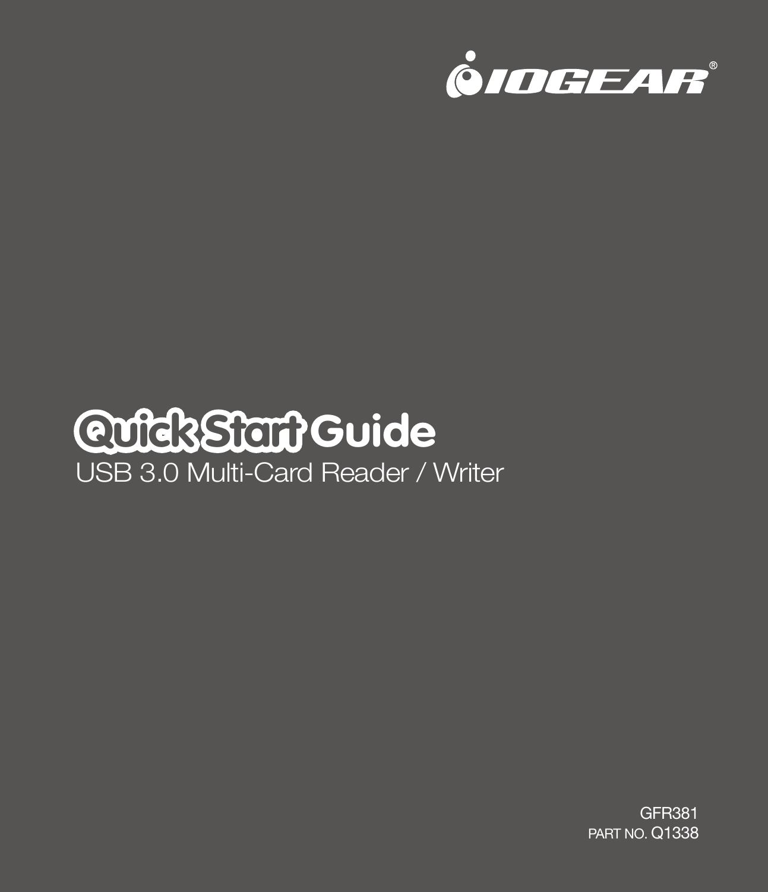IOGEAR®

# Quick Start Guide

USB 3.0 Multi-Card Reader / Writer

GFR381

PART NO. Q1338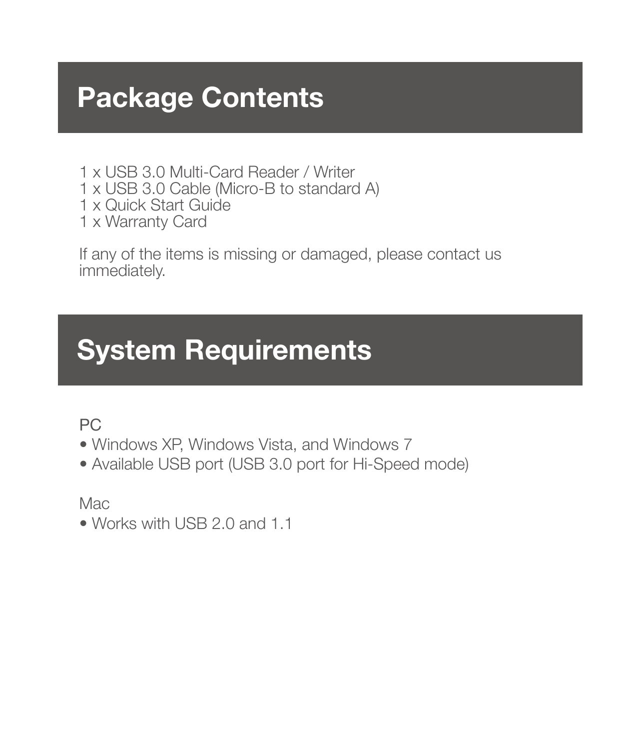# Package Contents

1 x USB 3.0 Multi-Card Reader / Writer
1 x USB 3.0 Cable (Micro-B to standard A)
1 x Quick Start Guide
1 x Warranty Card

If any of the items is missing or damaged, please contact us immediately.

# System Requirements

PC

- Windows XP, Windows Vista, and Windows 7
- Available USB port (USB 3.0 port for Hi-Speed mode)

Mac

- Works with USB 2.0 and 1.1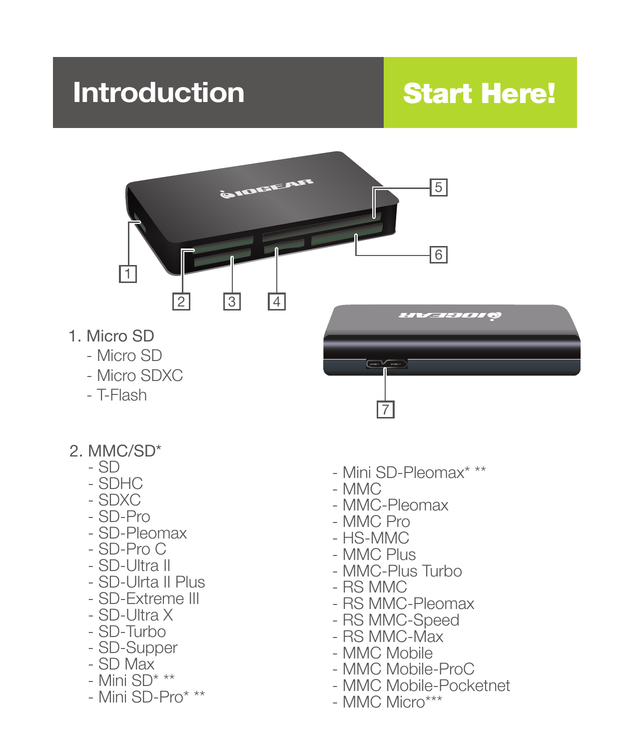# Introduction

## Start Here!

1. Micro SD
   - Micro SD
   - Micro SDXC
   - T-Flash

2. MMC/SD*
   - SD
   - SDHC
   - SDXC
   - SD-Pro
   - SD-Pleomax
   - SD-Pro C
   - SD-Ultra II
   - SD-Ulrta II Plus
   - SD-Extreme III
   - SD-Ultra X
   - SD-Turbo
   - SD-Supper
   - SD Max
   - Mini SD* **
   - Mini SD-Pro* **
   - Mini SD-Pleomax* **
   - MMC
   - MMC-Pleomax
   - MMC Pro
   - HS-MMC
   - MMC Plus
   - MMC-Plus Turbo
   - RS MMC
   - RS MMC-Pleomax
   - RS MMC-Speed
   - RS MMC-Max
   - MMC Mobile
   - MMC Mobile-ProC
   - MMC Mobile-Pocketnet
   - MMC Micro***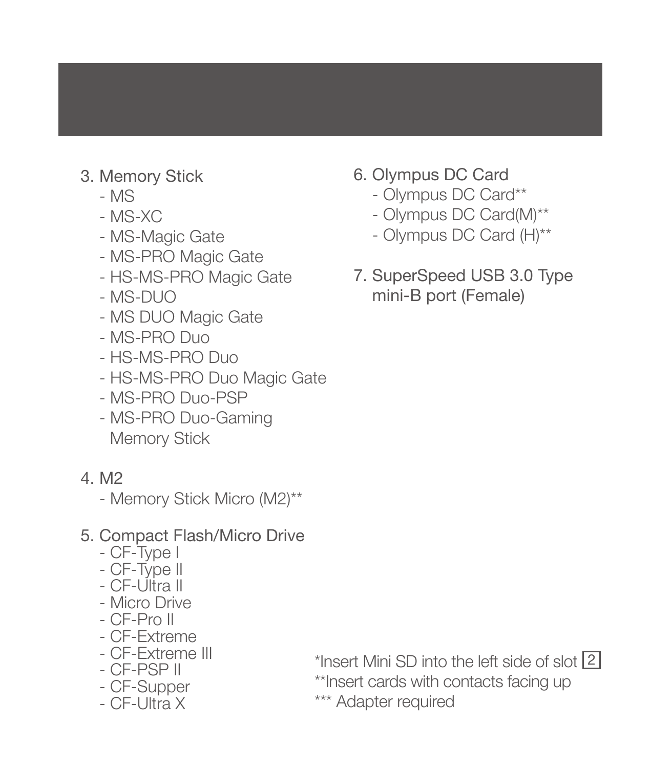3. Memory Stick
    - MS
    - MS-XC
    - MS-Magic Gate
    - MS-PRO Magic Gate
    - HS-MS-PRO Magic Gate
    - MS-DUO
    - MS DUO Magic Gate
    - MS-PRO Duo
    - HS-MS-PRO Duo
    - HS-MS-PRO Duo Magic Gate
    - MS-PRO Duo-PSP
    - MS-PRO Duo-Gaming Memory Stick

4. M2
    - Memory Stick Micro (M2)**

5. Compact Flash/Micro Drive
    - CF-Type I
    - CF-Type II
    - CF-Ultra II
    - Micro Drive
    - CF-Pro II
    - CF-Extreme
    - CF-Extreme III
    - CF-PSP II
    - CF-Supper
    - CF-Ultra X

6. Olympus DC Card
    - Olympus DC Card**
    - Olympus DC Card(M)**
    - Olympus DC Card (H)**

7. SuperSpeed USB 3.0 Type mini-B port (Female)

*Insert Mini SD into the left side of slot 2

**Insert cards with contacts facing up

*** Adapter required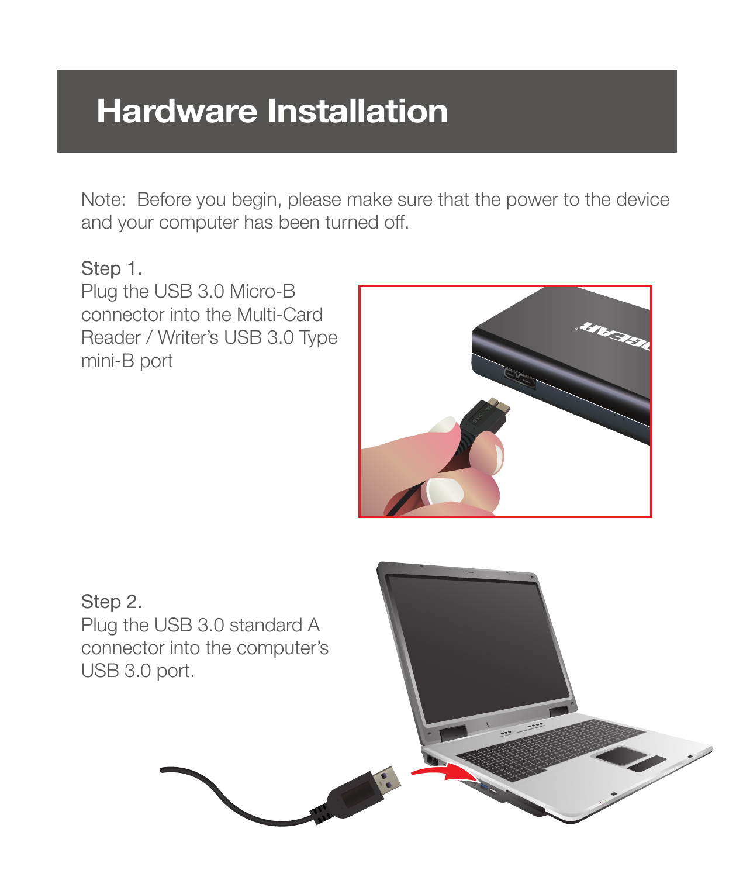# Hardware Installation

Note: Before you begin, please make sure that the power to the device and your computer has been turned off.

Step 1.
Plug the USB 3.0 Micro-B connector into the Multi-Card Reader / Writer's USB 3.0 Type mini-B port

Step 2.
Plug the USB 3.0 standard A connector into the computer's USB 3.0 port.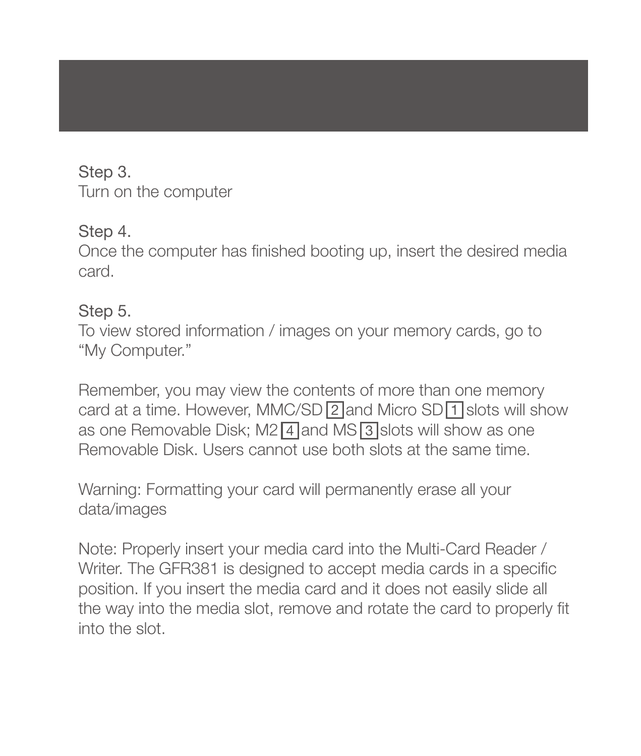Step 3.
Turn on the computer

Step 4.
Once the computer has finished booting up, insert the desired media card.

Step 5.
To view stored information / images on your memory cards, go to "My Computer."

Remember, you may view the contents of more than one memory card at a time. However, MMC/SD [2] and Micro SD [1] slots will show as one Removable Disk; M2 [4] and MS [3] slots will show as one Removable Disk. Users cannot use both slots at the same time.

Warning: Formatting your card will permanently erase all your data/images

Note: Properly insert your media card into the Multi-Card Reader / Writer. The GFR381 is designed to accept media cards in a specific position. If you insert the media card and it does not easily slide all the way into the media slot, remove and rotate the card to properly fit into the slot.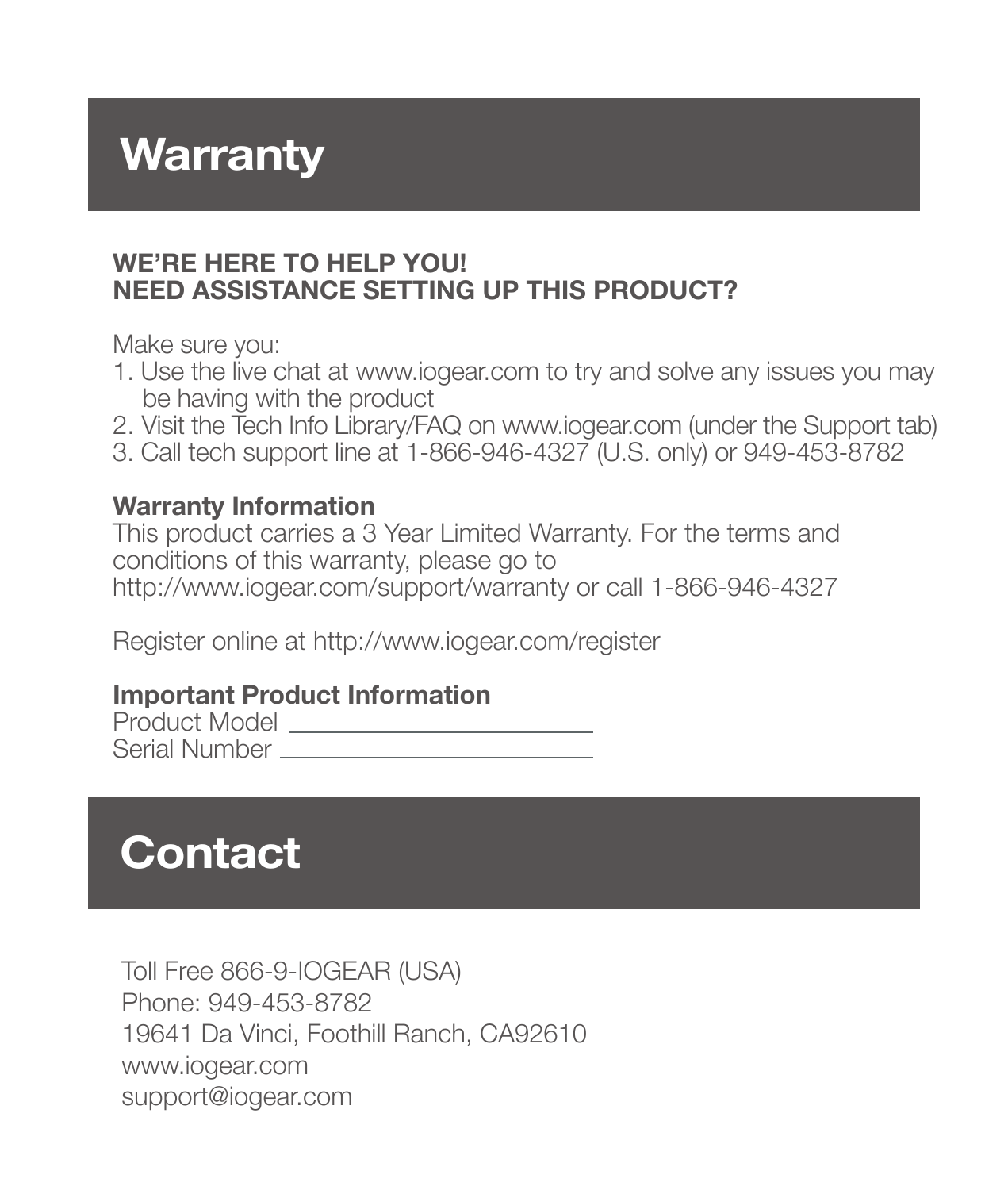# Warranty

**WE'RE HERE TO HELP YOU!**
**NEED ASSISTANCE SETTING UP THIS PRODUCT?**

Make sure you:

1. Use the live chat at www.iogear.com to try and solve any issues you may be having with the product
2. Visit the Tech Info Library/FAQ on www.iogear.com (under the Support tab)
3. Call tech support line at 1-866-946-4327 (U.S. only) or 949-453-8782

**Warranty Information**
This product carries a 3 Year Limited Warranty. For the terms and conditions of this warranty, please go to http://www.iogear.com/support/warranty or call 1-866-946-4327

Register online at http://www.iogear.com/register

**Important Product Information**
Product Model \_\_\_\_\_\_\_\_\_\_\_\_\_\_\_\_\_\_\_\_
Serial Number \_\_\_\_\_\_\_\_\_\_\_\_\_\_\_\_\_\_\_\_

# Contact

Toll Free 866-9-IOGEAR (USA)
Phone: 949-453-8782
19641 Da Vinci, Foothill Ranch, CA92610
www.iogear.com
support@iogear.com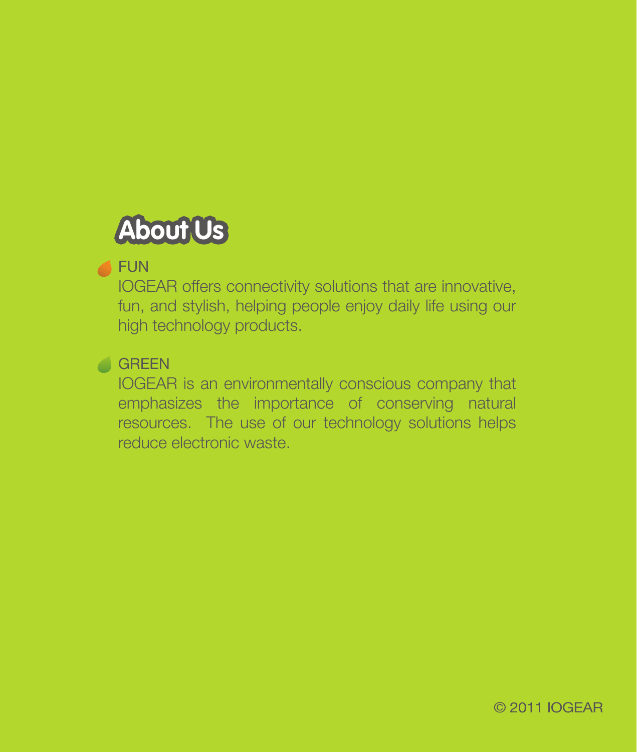# About Us

### FUN

IOGEAR offers connectivity solutions that are innovative, fun, and stylish, helping people enjoy daily life using our high technology products.

### GREEN

IOGEAR is an environmentally conscious company that emphasizes the importance of conserving natural resources. The use of our technology solutions helps reduce electronic waste.

© 2011 IOGEAR